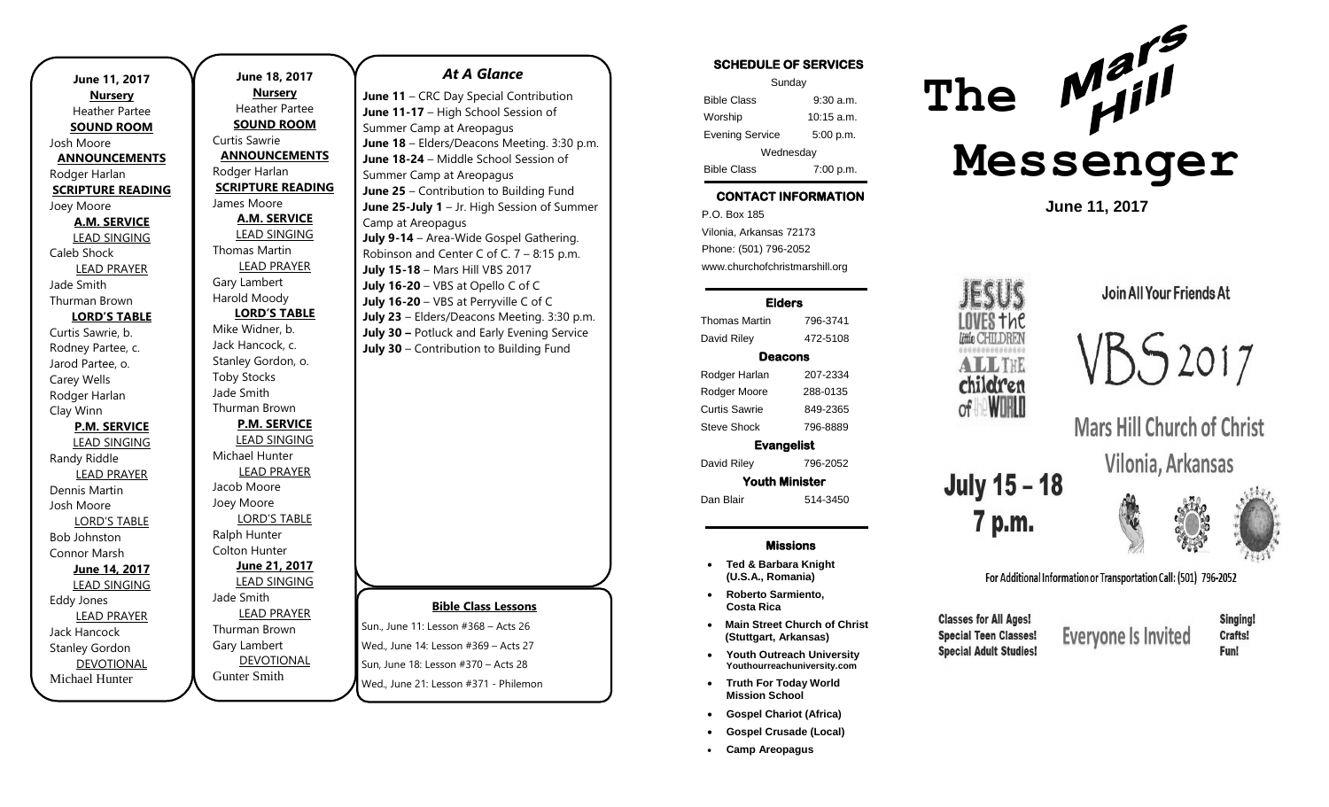**June 11, 2017**

**Nursery**

Heather Partee

**SOUND ROOM**

Josh Moore

**ANNOUNCEMENTS**

Rodger Harlan

**SCRIPTURE READING**

Joey Moore

**A.M. SERVICE**

LEAD SINGING

Caleb Shock

LEAD PRAYER

Jade Smith

Thurman Brown

**LORD'S TABLE**

Curtis Sawrie, b.

Rodney Partee, c.

Jarod Partee, o.

Carey Wells

Rodger Harlan

Clay Winn

**P.M. SERVICE**

LEAD SINGING

Randy Riddle

LEAD PRAYER

Dennis Martin

Josh Moore

LORD'S TABLE

Bob Johnston

Connor Marsh

**June 14, 2017**

LEAD SINGING

Eddy Jones

LEAD PRAYER

Jack Hancock

Stanley Gordon

DEVOTIONAL

Michael Hunter

**June 18, 2017**

**Nursery**

Heather Partee

**SOUND ROOM**

Curtis Sawrie

**ANNOUNCEMENTS**

Rodger Harlan

**SCRIPTURE READING**

James Moore

**A.M. SERVICE**

LEAD SINGING

Thomas Martin

LEAD PRAYER

Gary Lambert

Harold Moody

**LORD'S TABLE**

Mike Widner, b.

Jack Hancock, c.

Stanley Gordon, o.

Toby Stocks

Jade Smith

Thurman Brown

**P.M. SERVICE**

LEAD SINGING

Michael Hunter

LEAD PRAYER

Jacob Moore

Joey Moore

LORD'S TABLE

Ralph Hunter

Colton Hunter

**June 21, 2017**

LEAD SINGING

Jade Smith

LEAD PRAYER

Thurman Brown

Gary Lambert

DEVOTIONAL

Gunter Smith

## *At A Glance*

**June 11** – CRC Day Special Contribution
**June 11-17** – High School Session of Summer Camp at Areopagus
**June 18** – Elders/Deacons Meeting. 3:30 p.m.
**June 18-24** – Middle School Session of Summer Camp at Areopagus
**June 25** – Contribution to Building Fund
**June 25-July 1** – Jr. High Session of Summer Camp at Areopagus
**July 9-14** – Area-Wide Gospel Gathering. Robinson and Center C of C. 7 – 8:15 p.m.
**July 15-18** – Mars Hill VBS 2017
**July 16-20** – VBS at Opello C of C
**July 16-20** – VBS at Perryville C of C
**July 23** – Elders/Deacons Meeting. 3:30 p.m.
**July 30 –** Potluck and Early Evening Service
**July 30** – Contribution to Building Fund

**Bible Class Lessons**

Sun., June 11: Lesson #368 – Acts 26
Wed., June 14: Lesson #369 – Acts 27
Sun, June 18: Lesson #370 – Acts 28
Wed., June 21: Lesson #371 - Philemon

**SCHEDULE OF SERVICES**

| Sunday | |
|---|---|
| Bible Class | 9:30 a.m. |
| Worship | 10:15 a.m. |
| Evening Service | 5:00 p.m. |
| Wednesday | |
| Bible Class | 7:00 p.m. |

**CONTACT INFORMATION**

P.O. Box 185
Vilonia, Arkansas 72173
Phone: (501) 796-2052
www.churchofchristmarshill.org

**Elders**

| | |
|---|---|
| Thomas Martin | 796-3741 |
| David Riley | 472-5108 |

**Deacons**

| | |
|---|---|
| Rodger Harlan | 207-2334 |
| Rodger Moore | 288-0135 |
| Curtis Sawrie | 849-2365 |
| Steve Shock | 796-8889 |

**Evangelist**

| | |
|---|---|
| David Riley | 796-2052 |

**Youth Minister**

| | |
|---|---|
| Dan Blair | 514-3450 |

**Missions**

- **Ted & Barbara Knight (U.S.A., Romania)**
- **Roberto Sarmiento, Costa Rica**
- **Main Street Church of Christ (Stuttgart, Arkansas)**
- **Youth Outreach University** Youthourreachuniversity.com
- **Truth For Today World Mission School**
- **Gospel Chariot (Africa)**
- **Gospel Crusade (Local)**
- **Camp Areopagus**

# The Mars Hill Messenger

**June 11, 2017**

Jesus Loves the Little Children, All the Children of the World

Join All Your Friends At

VBS 2017

Mars Hill Church of Christ

Vilonia, Arkansas

July 15 – 18
7 p.m.

For Additional Information or Transportation Call: (501) 796-2052

Classes for All Ages!
Special Teen Classes!
Special Adult Studies!

Everyone Is Invited

Singing!
Crafts!
Fun!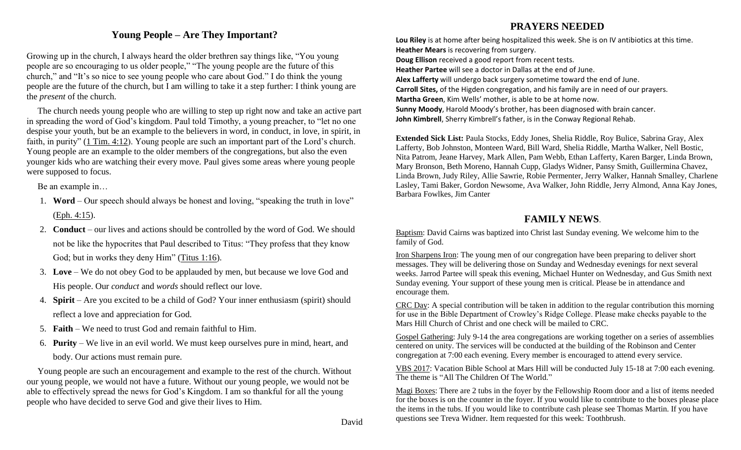## Young People – Are They Important?

Growing up in the church, I always heard the older brethren say things like, "You young people are so encouraging to us older people," "The young people are the future of this church," and "It's so nice to see young people who care about God." I do think the young people are the future of the church, but I am willing to take it a step further: I think young are the *present* of the church.

The church needs young people who are willing to step up right now and take an active part in spreading the word of God's kingdom. Paul told Timothy, a young preacher, to "let no one despise your youth, but be an example to the believers in word, in conduct, in love, in spirit, in faith, in purity" (1 Tim. 4:12). Young people are such an important part of the Lord's church. Young people are an example to the older members of the congregations, but also the even younger kids who are watching their every move. Paul gives some areas where young people were supposed to focus.

Be an example in…

1. **Word** – Our speech should always be honest and loving, "speaking the truth in love" (Eph. 4:15).
2. **Conduct** – our lives and actions should be controlled by the word of God. We should not be like the hypocrites that Paul described to Titus: "They profess that they know God; but in works they deny Him" (Titus 1:16).
3. **Love** – We do not obey God to be applauded by men, but because we love God and His people. Our *conduct* and *words* should reflect our love.
4. **Spirit** – Are you excited to be a child of God? Your inner enthusiasm (spirit) should reflect a love and appreciation for God.
5. **Faith** – We need to trust God and remain faithful to Him.
6. **Purity** – We live in an evil world. We must keep ourselves pure in mind, heart, and body. Our actions must remain pure.

Young people are such an encouragement and example to the rest of the church. Without our young people, we would not have a future. Without our young people, we would not be able to effectively spread the news for God's Kingdom. I am so thankful for all the young people who have decided to serve God and give their lives to Him.

David

## PRAYERS NEEDED

**Lou Riley** is at home after being hospitalized this week. She is on IV antibiotics at this time.
**Heather Mears** is recovering from surgery.
**Doug Ellison** received a good report from recent tests.
**Heather Partee** will see a doctor in Dallas at the end of June.
**Alex Lafferty** will undergo back surgery sometime toward the end of June.
**Carroll Sites,** of the Higden congregation, and his family are in need of our prayers.
**Martha Green**, Kim Wells' mother, is able to be at home now.
**Sunny Moody**, Harold Moody's brother, has been diagnosed with brain cancer.
**John Kimbrell**, Sherry Kimbrell's father, is in the Conway Regional Rehab.

**Extended Sick List:** Paula Stocks, Eddy Jones, Shelia Riddle, Roy Bulice, Sabrina Gray, Alex Lafferty, Bob Johnston, Monteen Ward, Bill Ward, Shelia Riddle, Martha Walker, Nell Bostic, Nita Patrom, Jeane Harvey, Mark Allen, Pam Webb, Ethan Lafferty, Karen Barger, Linda Brown, Mary Bronson, Beth Moreno, Hannah Cupp, Gladys Widner, Pansy Smith, Guillermina Chavez, Linda Brown, Judy Riley, Allie Sawrie, Robie Permenter, Jerry Walker, Hannah Smalley, Charlene Lasley, Tami Baker, Gordon Newsome, Ava Walker, John Riddle, Jerry Almond, Anna Kay Jones, Barbara Fowlkes, Jim Canter

## FAMILY NEWS.

Baptism: David Cairns was baptized into Christ last Sunday evening. We welcome him to the family of God.

Iron Sharpens Iron: The young men of our congregation have been preparing to deliver short messages. They will be delivering those on Sunday and Wednesday evenings for next several weeks. Jarrod Partee will speak this evening, Michael Hunter on Wednesday, and Gus Smith next Sunday evening. Your support of these young men is critical. Please be in attendance and encourage them.

CRC Day: A special contribution will be taken in addition to the regular contribution this morning for use in the Bible Department of Crowley's Ridge College. Please make checks payable to the Mars Hill Church of Christ and one check will be mailed to CRC.

Gospel Gathering: July 9-14 the area congregations are working together on a series of assemblies centered on unity. The services will be conducted at the building of the Robinson and Center congregation at 7:00 each evening. Every member is encouraged to attend every service.

VBS 2017: Vacation Bible School at Mars Hill will be conducted July 15-18 at 7:00 each evening. The theme is "All The Children Of The World."

Magi Boxes: There are 2 tubs in the foyer by the Fellowship Room door and a list of items needed for the boxes is on the counter in the foyer. If you would like to contribute to the boxes please place the items in the tubs. If you would like to contribute cash please see Thomas Martin. If you have questions see Treva Widner. Item requested for this week: Toothbrush.